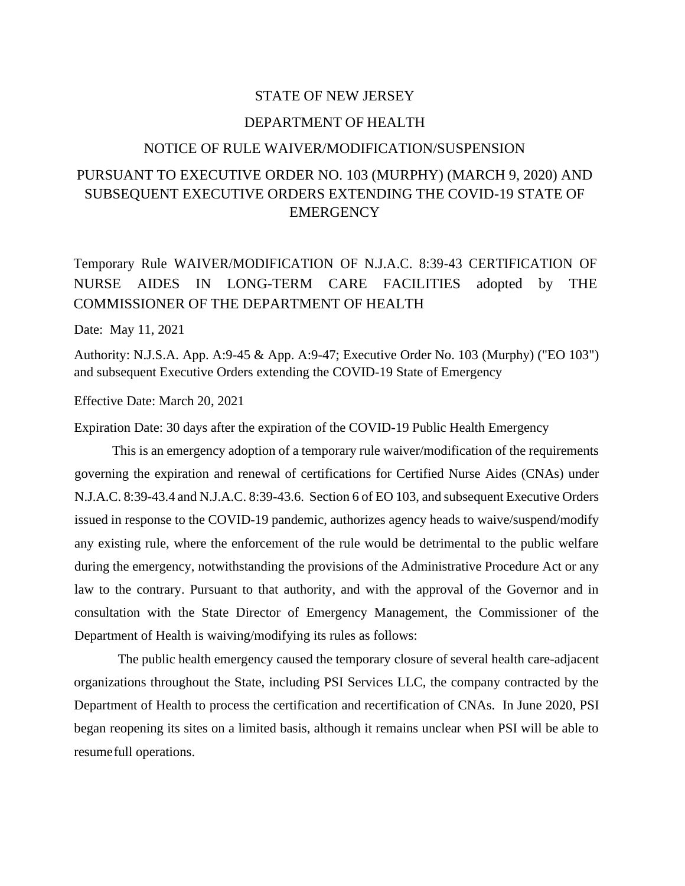# STATE OF NEW JERSEY

## DEPARTMENT OF HEALTH

## NOTICE OF RULE WAIVER/MODIFICATION/SUSPENSION

## PURSUANT TO EXECUTIVE ORDER NO. 103 (MURPHY) (MARCH 9, 2020) AND SUBSEQUENT EXECUTIVE ORDERS EXTENDING THE COVID-19 STATE OF EMERGENCY

Temporary Rule WAIVER/MODIFICATION OF N.J.A.C. 8:39-43 CERTIFICATION OF NURSE AIDES IN LONG-TERM CARE FACILITIES adopted by THE COMMISSIONER OF THE DEPARTMENT OF HEALTH

Date: May 11, 2021

Authority: N.J.S.A. App. A:9-45 & App. A:9-47; Executive Order No. 103 (Murphy) ("EO 103") and subsequent Executive Orders extending the COVID-19 State of Emergency

Effective Date: March 20, 2021

Expiration Date: 30 days after the expiration of the COVID-19 Public Health Emergency

This is an emergency adoption of a temporary rule waiver/modification of the requirements governing the expiration and renewal of certifications for Certified Nurse Aides (CNAs) under N.J.A.C. 8:39-43.4 and N.J.A.C. 8:39-43.6. Section 6 of EO 103, and subsequent Executive Orders issued in response to the COVID-19 pandemic, authorizes agency heads to waive/suspend/modify any existing rule, where the enforcement of the rule would be detrimental to the public welfare during the emergency, notwithstanding the provisions of the Administrative Procedure Act or any law to the contrary. Pursuant to that authority, and with the approval of the Governor and in consultation with the State Director of Emergency Management, the Commissioner of the Department of Health is waiving/modifying its rules as follows:

The public health emergency caused the temporary closure of several health care-adjacent organizations throughout the State, including PSI Services LLC, the company contracted by the Department of Health to process the certification and recertification of CNAs. In June 2020, PSI began reopening its sites on a limited basis, although it remains unclear when PSI will be able to resume full operations.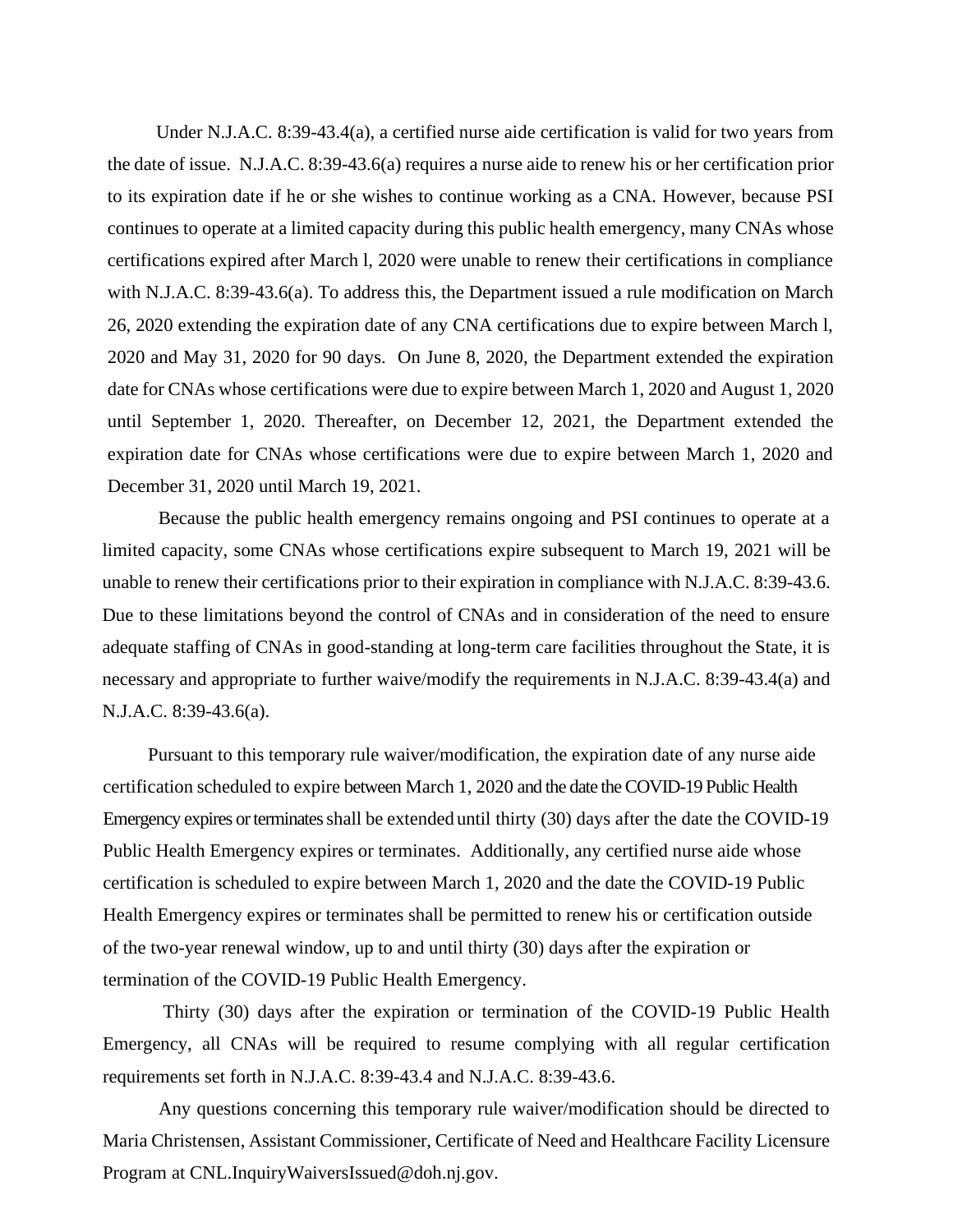Under N.J.A.C. 8:39-43.4(a), a certified nurse aide certification is valid for two years from the date of issue. N.J.A.C. 8:39-43.6(a) requires a nurse aide to renew his or her certification prior to its expiration date if he or she wishes to continue working as a CNA. However, because PSI continues to operate at a limited capacity during this public health emergency, many CNAs whose certifications expired after March l, 2020 were unable to renew their certifications in compliance with N.J.A.C. 8:39-43.6(a). To address this, the Department issued a rule modification on March 26, 2020 extending the expiration date of any CNA certifications due to expire between March l, 2020 and May 31, 2020 for 90 days. On June 8, 2020, the Department extended the expiration date for CNAs whose certifications were due to expire between March 1, 2020 and August 1, 2020 until September 1, 2020. Thereafter, on December 12, 2021, the Department extended the expiration date for CNAs whose certifications were due to expire between March 1, 2020 and December 31, 2020 until March 19, 2021.

Because the public health emergency remains ongoing and PSI continues to operate at a limited capacity, some CNAs whose certifications expire subsequent to March 19, 2021 will be unable to renew their certifications prior to their expiration in compliance with N.J.A.C. 8:39-43.6. Due to these limitations beyond the control of CNAs and in consideration of the need to ensure adequate staffing of CNAs in good-standing at long-term care facilities throughout the State, it is necessary and appropriate to further waive/modify the requirements in N.J.A.C. 8:39-43.4(a) and N.J.A.C. 8:39-43.6(a).

Pursuant to this temporary rule waiver/modification, the expiration date of any nurse aide certification scheduled to expire between March 1, 2020 and the date the COVID-19 Public Health Emergency expires or terminates shall be extended until thirty (30) days after the date the COVID-19 Public Health Emergency expires or terminates. Additionally, any certified nurse aide whose certification is scheduled to expire between March 1, 2020 and the date the COVID-19 Public Health Emergency expires or terminates shall be permitted to renew his or certification outside of the two-year renewal window, up to and until thirty (30) days after the expiration or termination of the COVID-19 Public Health Emergency.

Thirty (30) days after the expiration or termination of the COVID-19 Public Health Emergency, all CNAs will be required to resume complying with all regular certification requirements set forth in N.J.A.C. 8:39-43.4 and N.J.A.C. 8:39-43.6.

Any questions concerning this temporary rule waiver/modification should be directed to Maria Christensen, Assistant Commissioner, Certificate of Need and Healthcare Facility Licensure Program at CNL.InquiryWaiversIssued@doh.nj.gov.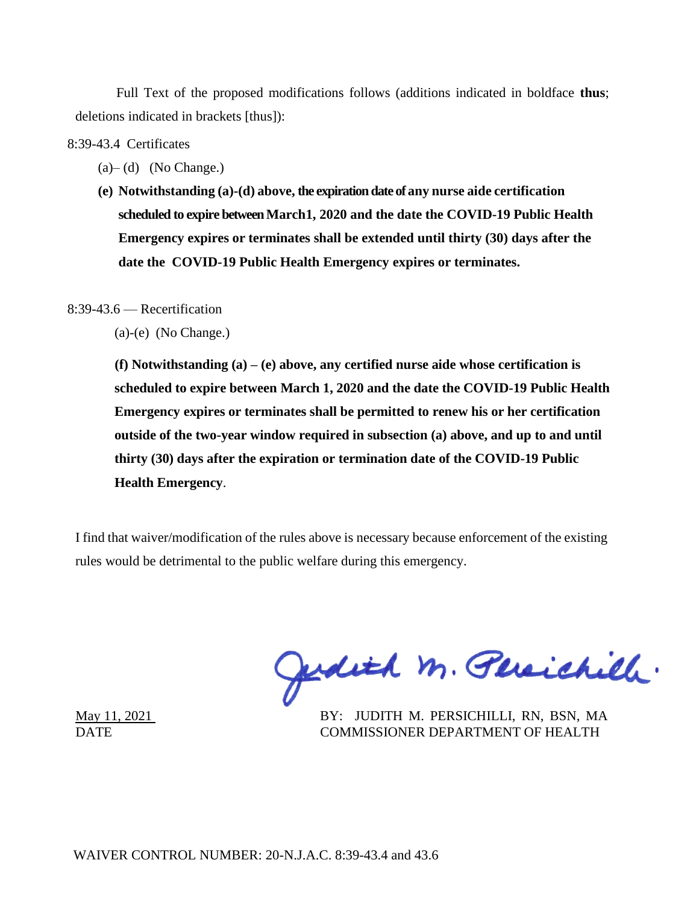Full Text of the proposed modifications follows (additions indicated in boldface **thus**; deletions indicated in brackets [thus]):

8:39-43.4 Certificates

(a)– (d) (No Change.)

**(e) Notwithstanding (a)-(d) above, the expiration date of any nurse aide certification scheduled to expire between March1, 2020 and the date the COVID-19 Public Health Emergency expires or terminates shall be extended until thirty (30) days after the date the COVID-19 Public Health Emergency expires or terminates.**

8:39-43.6 — Recertification

(a)-(e) (No Change.)

**(f) Notwithstanding (a) – (e) above, any certified nurse aide whose certification is scheduled to expire between March 1, 2020 and the date the COVID-19 Public Health Emergency expires or terminates shall be permitted to renew his or her certification outside of the two-year window required in subsection (a) above, and up to and until thirty (30) days after the expiration or termination date of the COVID-19 Public Health Emergency**.

I find that waiver/modification of the rules above is necessary because enforcement of the existing rules would be detrimental to the public welfare during this emergency.

Judith M. Persichilli

May 11, 2021
DATE

BY: JUDITH M. PERSICHILLI, RN, BSN, MA
COMMISSIONER DEPARTMENT OF HEALTH

WAIVER CONTROL NUMBER: 20-N.J.A.C. 8:39-43.4 and 43.6